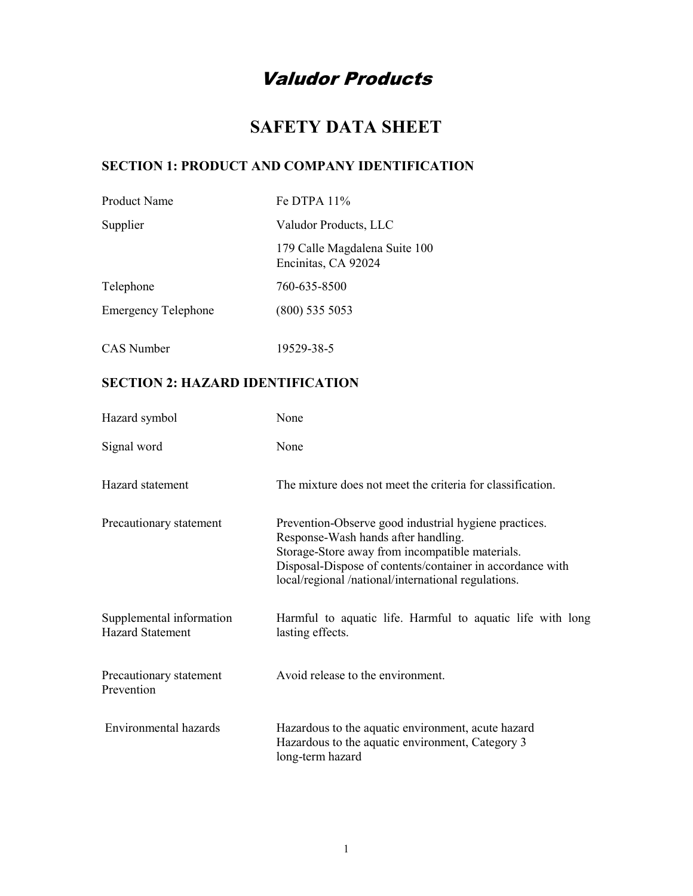# *Valudor Products*

# SAFETY DATA SHEET

## SECTION 1: PRODUCT AND COMPANY IDENTIFICATION

| | |
|---|---|
| Product Name | Fe DTPA 11% |
| Supplier | Valudor Products, LLC<br>179 Calle Magdalena Suite 100<br>Encinitas, CA 92024 |
| Telephone | 760-635-8500 |
| Emergency Telephone | (800) 535 5053 |
| CAS Number | 19529-38-5 |

## SECTION 2: HAZARD IDENTIFICATION

| | |
|---|---|
| Hazard symbol | None |
| Signal word | None |
| Hazard statement | The mixture does not meet the criteria for classification. |
| Precautionary statement | Prevention-Observe good industrial hygiene practices.<br>Response-Wash hands after handling.<br>Storage-Store away from incompatible materials.<br>Disposal-Dispose of contents/container in accordance with local/regional /national/international regulations. |
| Supplemental information Hazard Statement | Harmful to aquatic life. Harmful to aquatic life with long lasting effects. |
| Precautionary statement Prevention | Avoid release to the environment. |
| Environmental hazards | Hazardous to the aquatic environment, acute hazard<br>Hazardous to the aquatic environment, Category 3 long-term hazard |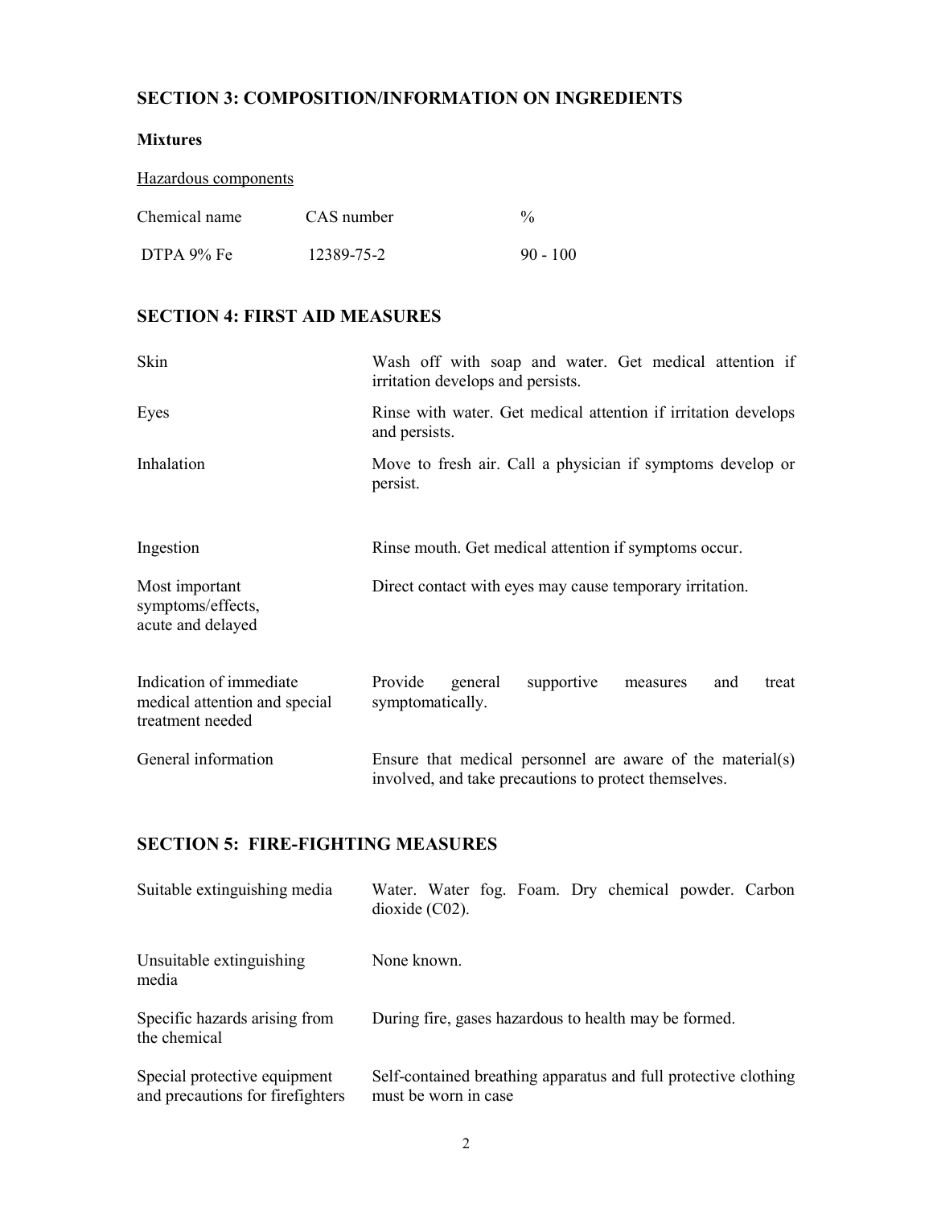## SECTION 3: COMPOSITION/INFORMATION ON INGREDIENTS

### Mixtures

Hazardous components

| Chemical name | CAS number | % |
|---|---|---|
| DTPA 9% Fe | 12389-75-2 | 90 - 100 |

## SECTION 4: FIRST AID MEASURES

| | |
|---|---|
| Skin | Wash off with soap and water. Get medical attention if irritation develops and persists. |
| Eyes | Rinse with water. Get medical attention if irritation develops and persists. |
| Inhalation | Move to fresh air. Call a physician if symptoms develop or persist. |
| Ingestion | Rinse mouth. Get medical attention if symptoms occur. |
| Most important symptoms/effects, acute and delayed | Direct contact with eyes may cause temporary irritation. |
| Indication of immediate medical attention and special treatment needed | Provide general supportive measures and treat symptomatically. |
| General information | Ensure that medical personnel are aware of the material(s) involved, and take precautions to protect themselves. |

## SECTION 5: FIRE-FIGHTING MEASURES

| | |
|---|---|
| Suitable extinguishing media | Water. Water fog. Foam. Dry chemical powder. Carbon dioxide (C02). |
| Unsuitable extinguishing media | None known. |
| Specific hazards arising from the chemical | During fire, gases hazardous to health may be formed. |
| Special protective equipment and precautions for firefighters | Self-contained breathing apparatus and full protective clothing must be worn in case |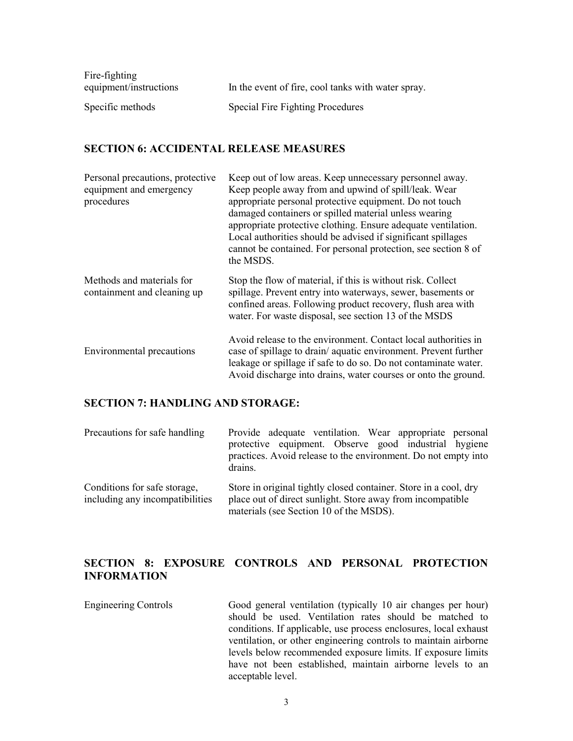| | |
|---|---|
| Fire-fighting equipment/instructions | In the event of fire, cool tanks with water spray. |
| Specific methods | Special Fire Fighting Procedures |

## SECTION 6: ACCIDENTAL RELEASE MEASURES

| | |
|---|---|
| Personal precautions, protective equipment and emergency procedures | Keep out of low areas. Keep unnecessary personnel away. Keep people away from and upwind of spill/leak. Wear appropriate personal protective equipment. Do not touch damaged containers or spilled material unless wearing appropriate protective clothing. Ensure adequate ventilation. Local authorities should be advised if significant spillages cannot be contained. For personal protection, see section 8 of the MSDS. |
| Methods and materials for containment and cleaning up | Stop the flow of material, if this is without risk. Collect spillage. Prevent entry into waterways, sewer, basements or confined areas. Following product recovery, flush area with water. For waste disposal, see section 13 of the MSDS |
| Environmental precautions | Avoid release to the environment. Contact local authorities in case of spillage to drain/ aquatic environment. Prevent further leakage or spillage if safe to do so. Do not contaminate water. Avoid discharge into drains, water courses or onto the ground. |

## SECTION 7: HANDLING AND STORAGE:

| | |
|---|---|
| Precautions for safe handling | Provide adequate ventilation. Wear appropriate personal protective equipment. Observe good industrial hygiene practices. Avoid release to the environment. Do not empty into drains. |
| Conditions for safe storage, including any incompatibilities | Store in original tightly closed container. Store in a cool, dry place out of direct sunlight. Store away from incompatible materials (see Section 10 of the MSDS). |

## SECTION 8: EXPOSURE CONTROLS AND PERSONAL PROTECTION INFORMATION

| | |
|---|---|
| Engineering Controls | Good general ventilation (typically 10 air changes per hour) should be used. Ventilation rates should be matched to conditions. If applicable, use process enclosures, local exhaust ventilation, or other engineering controls to maintain airborne levels below recommended exposure limits. If exposure limits have not been established, maintain airborne levels to an acceptable level. |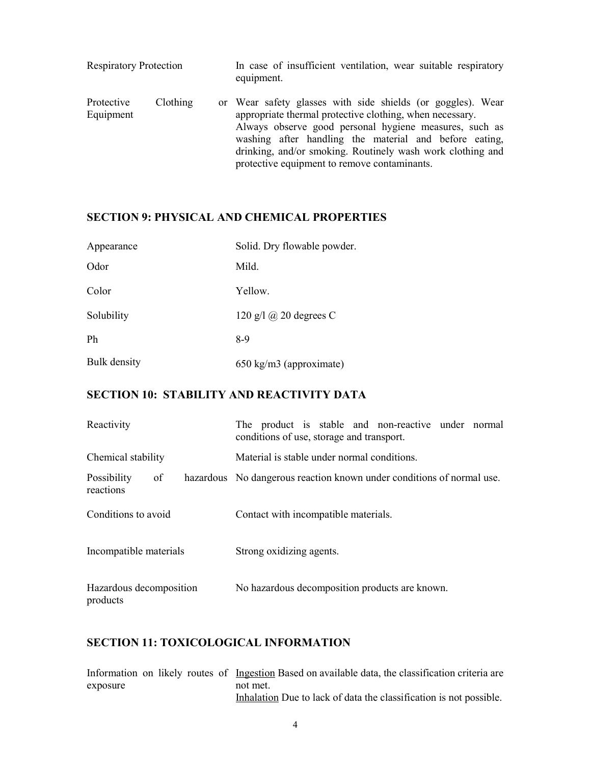| | |
|---|---|
| Respiratory Protection | In case of insufficient ventilation, wear suitable respiratory equipment. |
| Protective Clothing or Equipment | Wear safety glasses with side shields (or goggles). Wear appropriate thermal protective clothing, when necessary. Always observe good personal hygiene measures, such as washing after handling the material and before eating, drinking, and/or smoking. Routinely wash work clothing and protective equipment to remove contaminants. |

## SECTION 9: PHYSICAL AND CHEMICAL PROPERTIES

| | |
|---|---|
| Appearance | Solid. Dry flowable powder. |
| Odor | Mild. |
| Color | Yellow. |
| Solubility | 120 g/l @ 20 degrees C |
| Ph | 8-9 |
| Bulk density | 650 kg/m3 (approximate) |

## SECTION 10: STABILITY AND REACTIVITY DATA

| | |
|---|---|
| Reactivity | The product is stable and non-reactive under normal conditions of use, storage and transport. |
| Chemical stability | Material is stable under normal conditions. |
| Possibility of hazardous reactions | No dangerous reaction known under conditions of normal use. |
| Conditions to avoid | Contact with incompatible materials. |
| Incompatible materials | Strong oxidizing agents. |
| Hazardous decomposition products | No hazardous decomposition products are known. |

## SECTION 11: TOXICOLOGICAL INFORMATION

| | |
|---|---|
| Information on likely routes of exposure | Ingestion Based on available data, the classification criteria are not met.<br>Inhalation Due to lack of data the classification is not possible. |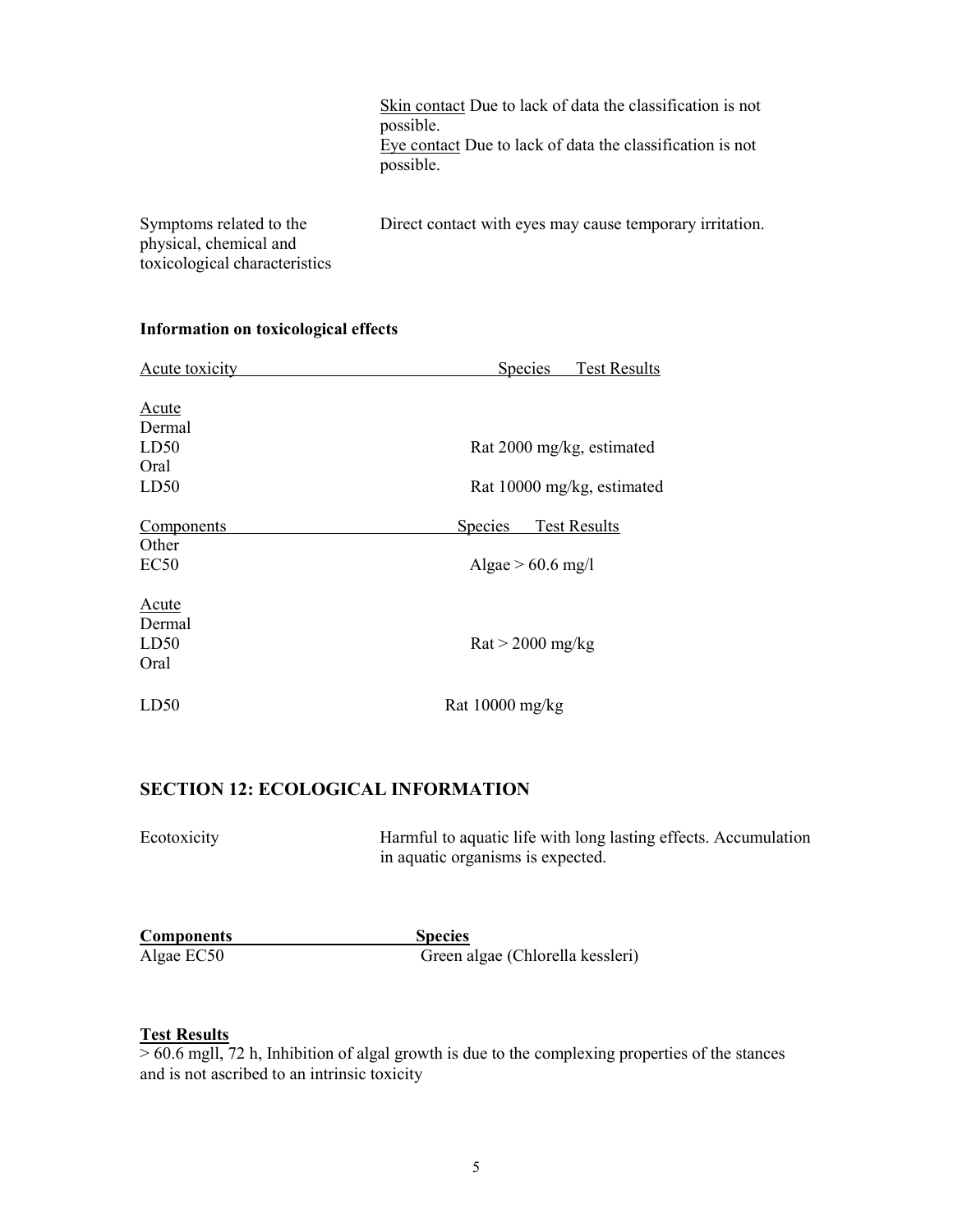| | |
|---|---|
| | Skin contact Due to lack of data the classification is not possible. |
| | Eye contact Due to lack of data the classification is not possible. |
| Symptoms related to the physical, chemical and toxicological characteristics | Direct contact with eyes may cause temporary irritation. |

**Information on toxicological effects**

| Acute toxicity | Species Test Results |
|---|---|
| Acute | |
| Dermal | |
| LD50 | Rat 2000 mg/kg, estimated |
| Oral | |
| LD50 | Rat 10000 mg/kg, estimated |

| Components | Species Test Results |
|---|---|
| Other | |
| EC50 | Algae > 60.6 mg/l |
| Acute | |
| Dermal | |
| LD50 | Rat > 2000 mg/kg |
| Oral | |
| LD50 | Rat 10000 mg/kg |

## SECTION 12: ECOLOGICAL INFORMATION

| | |
|---|---|
| Ecotoxicity | Harmful to aquatic life with long lasting effects. Accumulation in aquatic organisms is expected. |

| **Components** | **Species** |
|---|---|
| Algae EC50 | Green algae (Chlorella kessleri) |

**Test Results**

> 60.6 mgll, 72 h, Inhibition of algal growth is due to the complexing properties of the stances and is not ascribed to an intrinsic toxicity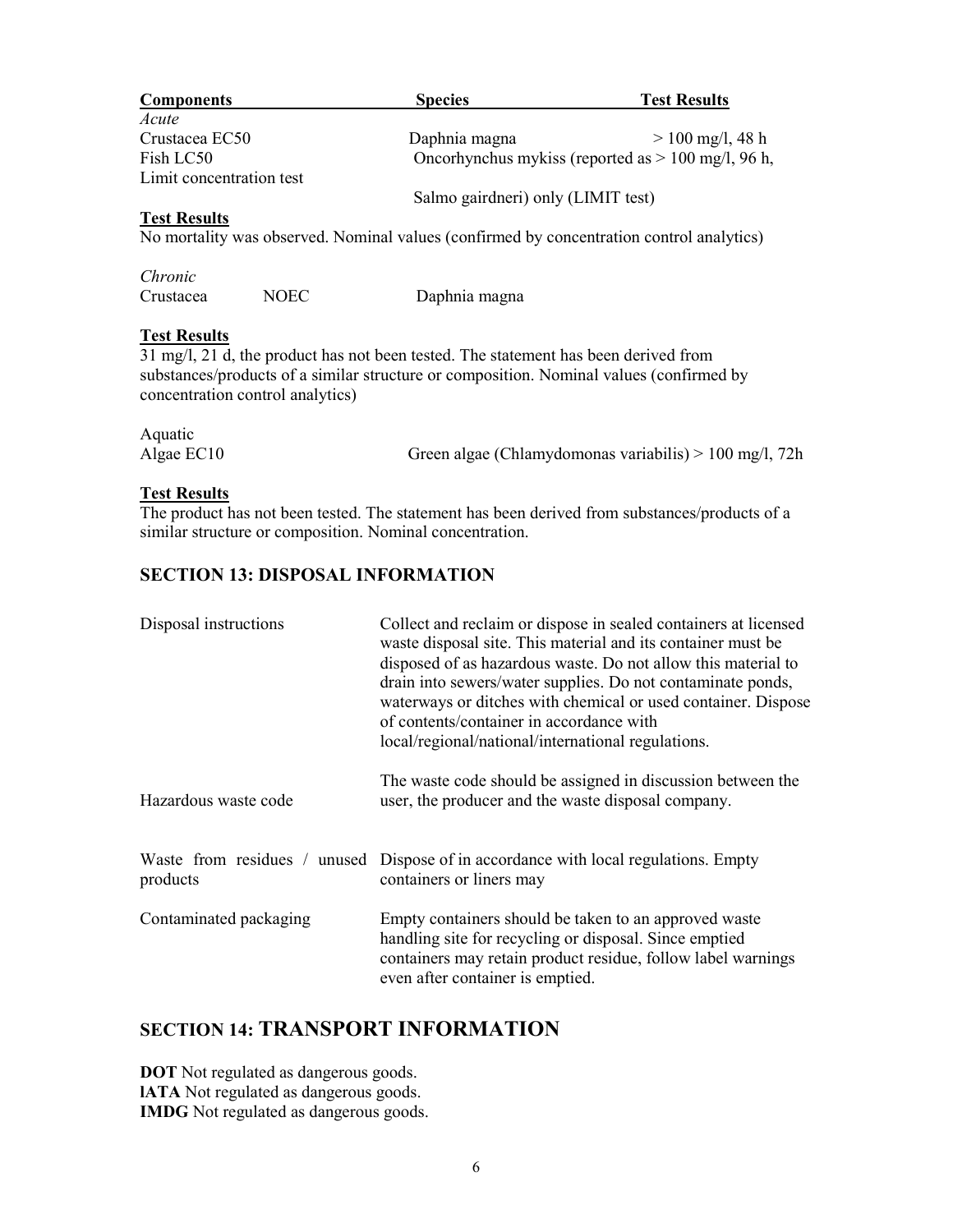| Components | Species | Test Results |
|---|---|---|
| *Acute* | | |
| Crustacea EC50 | Daphnia magna | > 100 mg/l, 48 h |
| Fish LC50 | Oncorhynchus mykiss (reported as > 100 mg/l, 96 h, | |
| Limit concentration test | | |
| | Salmo gairdneri) only (LIMIT test) | |

**Test Results**

No mortality was observed. Nominal values (confirmed by concentration control analytics)

*Chronic*

Crustacea NOEC Daphnia magna

**Test Results**

31 mg/l, 21 d, the product has not been tested. The statement has been derived from substances/products of a similar structure or composition. Nominal values (confirmed by concentration control analytics)

Aquatic

Algae EC10 Green algae (Chlamydomonas variabilis) > 100 mg/l, 72h

**Test Results**

The product has not been tested. The statement has been derived from substances/products of a similar structure or composition. Nominal concentration.

## SECTION 13: DISPOSAL INFORMATION

| | |
|---|---|
| Disposal instructions | Collect and reclaim or dispose in sealed containers at licensed waste disposal site. This material and its container must be disposed of as hazardous waste. Do not allow this material to drain into sewers/water supplies. Do not contaminate ponds, waterways or ditches with chemical or used container. Dispose of contents/container in accordance with local/regional/national/international regulations. |
| Hazardous waste code | The waste code should be assigned in discussion between the user, the producer and the waste disposal company. |
| Waste from residues / unused products | Dispose of in accordance with local regulations. Empty containers or liners may |
| Contaminated packaging | Empty containers should be taken to an approved waste handling site for recycling or disposal. Since emptied containers may retain product residue, follow label warnings even after container is emptied. |

## SECTION 14: TRANSPORT INFORMATION

**DOT** Not regulated as dangerous goods.
**IATA** Not regulated as dangerous goods.
**IMDG** Not regulated as dangerous goods.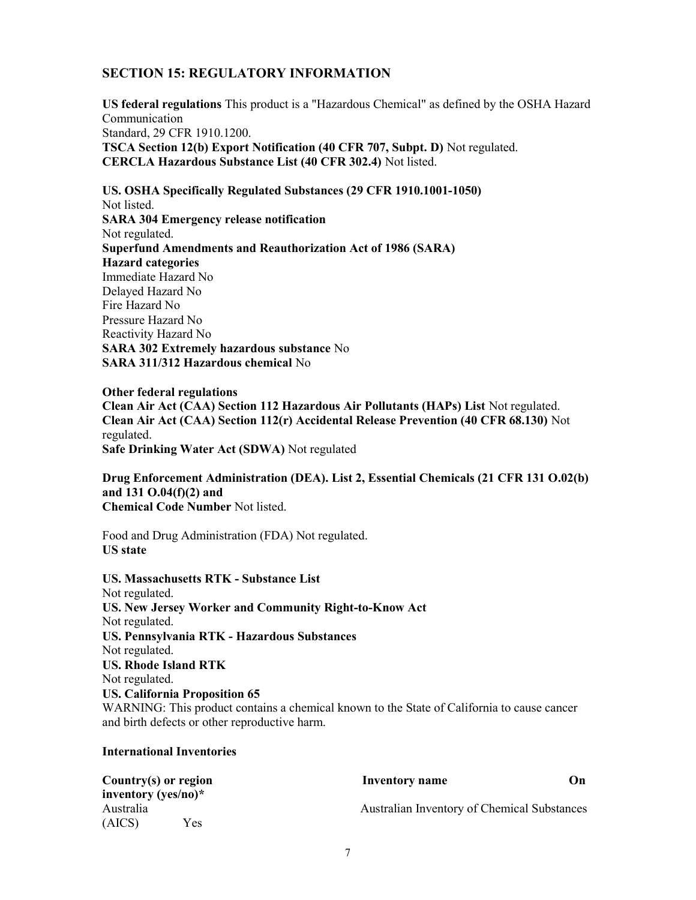## SECTION 15: REGULATORY INFORMATION

**US federal regulations** This product is a "Hazardous Chemical" as defined by the OSHA Hazard Communication
Standard, 29 CFR 1910.1200.
**TSCA Section 12(b) Export Notification (40 CFR 707, Subpt. D)** Not regulated.
**CERCLA Hazardous Substance List (40 CFR 302.4)** Not listed.

**US. OSHA Specifically Regulated Substances (29 CFR 1910.1001-1050)**
Not listed.
**SARA 304 Emergency release notification**
Not regulated.
**Superfund Amendments and Reauthorization Act of 1986 (SARA)**
**Hazard categories**
Immediate Hazard No
Delayed Hazard No
Fire Hazard No
Pressure Hazard No
Reactivity Hazard No
**SARA 302 Extremely hazardous substance** No
**SARA 311/312 Hazardous chemical** No

**Other federal regulations**
**Clean Air Act (CAA) Section 112 Hazardous Air Pollutants (HAPs) List** Not regulated.
**Clean Air Act (CAA) Section 112(r) Accidental Release Prevention (40 CFR 68.130)** Not regulated.
**Safe Drinking Water Act (SDWA)** Not regulated

**Drug Enforcement Administration (DEA). List 2, Essential Chemicals (21 CFR 131 O.02(b) and 131 O.04(f)(2) and**
**Chemical Code Number** Not listed.

Food and Drug Administration (FDA) Not regulated.
**US state**

**US. Massachusetts RTK - Substance List**
Not regulated.
**US. New Jersey Worker and Community Right-to-Know Act**
Not regulated.
**US. Pennsylvania RTK - Hazardous Substances**
Not regulated.
**US. Rhode Island RTK**
Not regulated.
**US. California Proposition 65**
WARNING: This product contains a chemical known to the State of California to cause cancer and birth defects or other reproductive harm.

**International Inventories**

| Country(s) or region | Inventory name | On inventory (yes/no)* |
|---|---|---|
| Australia | Australian Inventory of Chemical Substances (AICS) | Yes |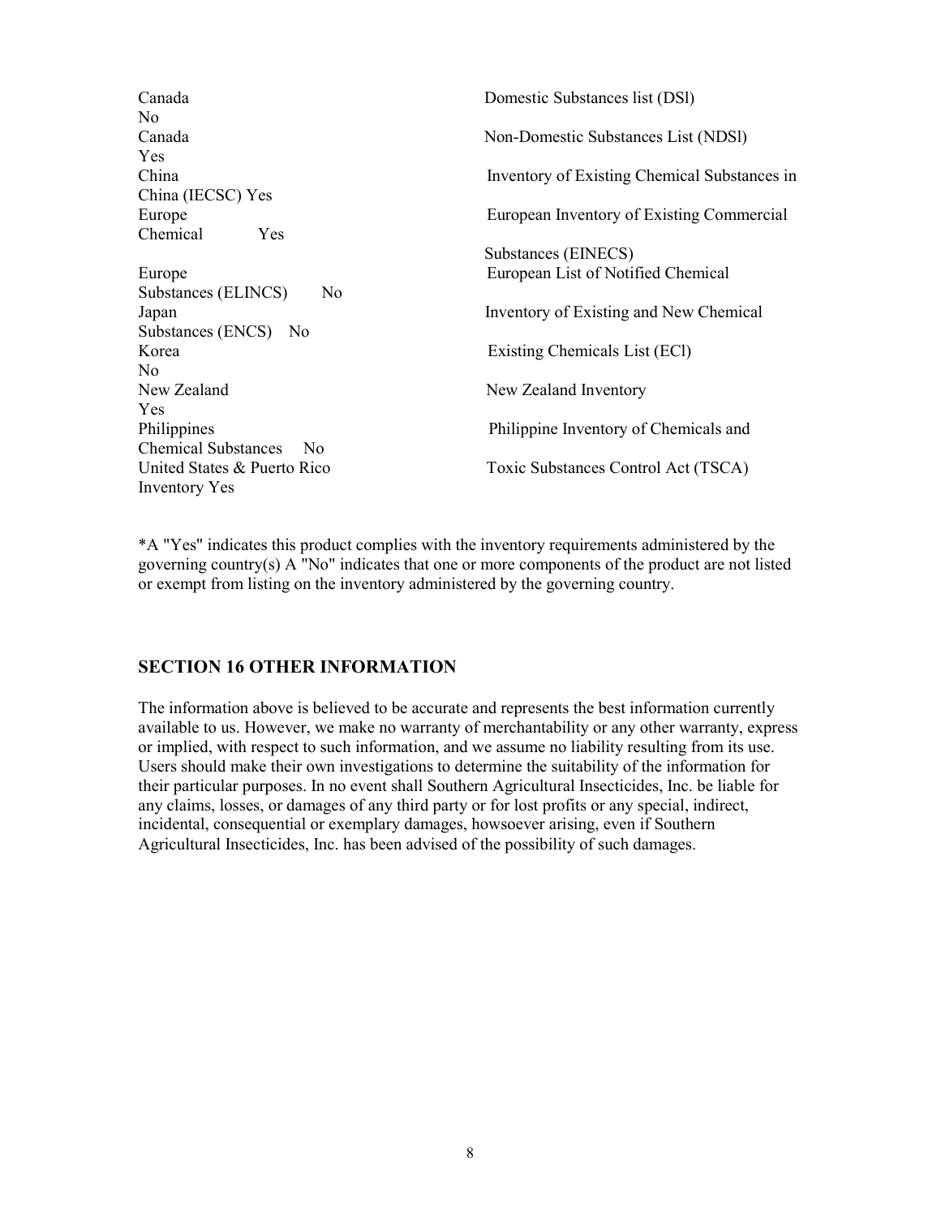| | | |
|---|---|---|
| Canada | Domestic Substances list (DSl) | No |
| Canada | Non-Domestic Substances List (NDSl) | Yes |
| China | Inventory of Existing Chemical Substances in China (IECSC) | Yes |
| Europe | European Inventory of Existing Commercial Chemical Substances (EINECS) | Yes |
| Europe | European List of Notified Chemical Substances (ELINCS) | No |
| Japan | Inventory of Existing and New Chemical Substances (ENCS) | No |
| Korea | Existing Chemicals List (ECl) | No |
| New Zealand | New Zealand Inventory | Yes |
| Philippines | Philippine Inventory of Chemicals and Chemical Substances | No |
| United States & Puerto Rico | Toxic Substances Control Act (TSCA) Inventory | Yes |

*A "Yes" indicates this product complies with the inventory requirements administered by the governing country(s) A "No" indicates that one or more components of the product are not listed or exempt from listing on the inventory administered by the governing country.

## SECTION 16 OTHER INFORMATION

The information above is believed to be accurate and represents the best information currently available to us. However, we make no warranty of merchantability or any other warranty, express or implied, with respect to such information, and we assume no liability resulting from its use. Users should make their own investigations to determine the suitability of the information for their particular purposes. In no event shall Southern Agricultural Insecticides, Inc. be liable for any claims, losses, or damages of any third party or for lost profits or any special, indirect, incidental, consequential or exemplary damages, howsoever arising, even if Southern Agricultural Insecticides, Inc. has been advised of the possibility of such damages.